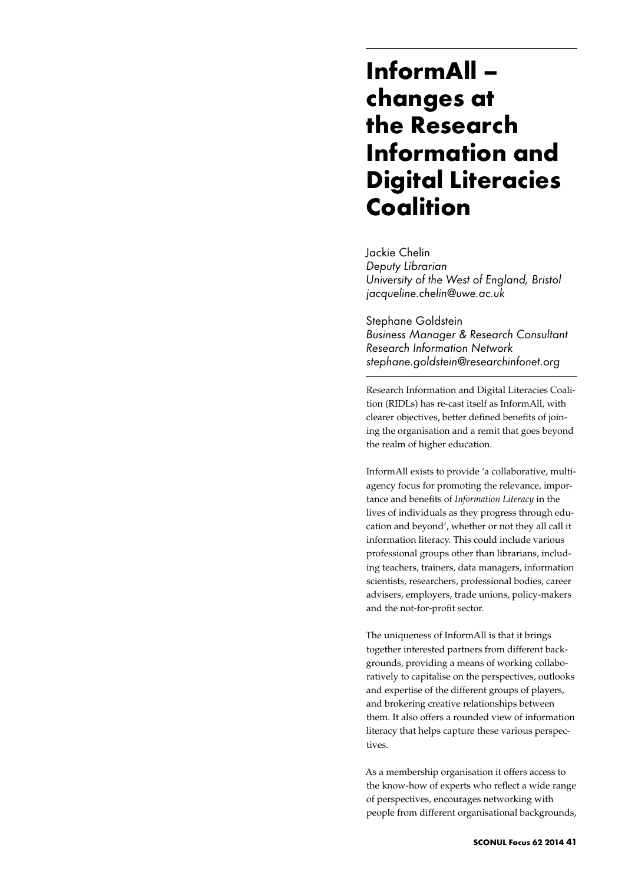# InformAll – changes at the Research Information and Digital Literacies Coalition

Jackie Chelin
*Deputy Librarian*
*University of the West of England, Bristol*
*jacqueline.chelin@uwe.ac.uk*

Stephane Goldstein
*Business Manager & Research Consultant*
*Research Information Network*
*stephane.goldstein@researchinfonet.org*

Research Information and Digital Literacies Coalition (RIDLs) has re-cast itself as InformAll, with clearer objectives, better defined benefits of joining the organisation and a remit that goes beyond the realm of higher education.

InformAll exists to provide 'a collaborative, multi-agency focus for promoting the relevance, importance and benefits of *Information Literacy* in the lives of individuals as they progress through education and beyond', whether or not they all call it information literacy. This could include various professional groups other than librarians, including teachers, trainers, data managers, information scientists, researchers, professional bodies, career advisers, employers, trade unions, policy-makers and the not-for-profit sector.

The uniqueness of InformAll is that it brings together interested partners from different backgrounds, providing a means of working collaboratively to capitalise on the perspectives, outlooks and expertise of the different groups of players, and brokering creative relationships between them. It also offers a rounded view of information literacy that helps capture these various perspectives.

As a membership organisation it offers access to the know-how of experts who reflect a wide range of perspectives, encourages networking with people from different organisational backgrounds,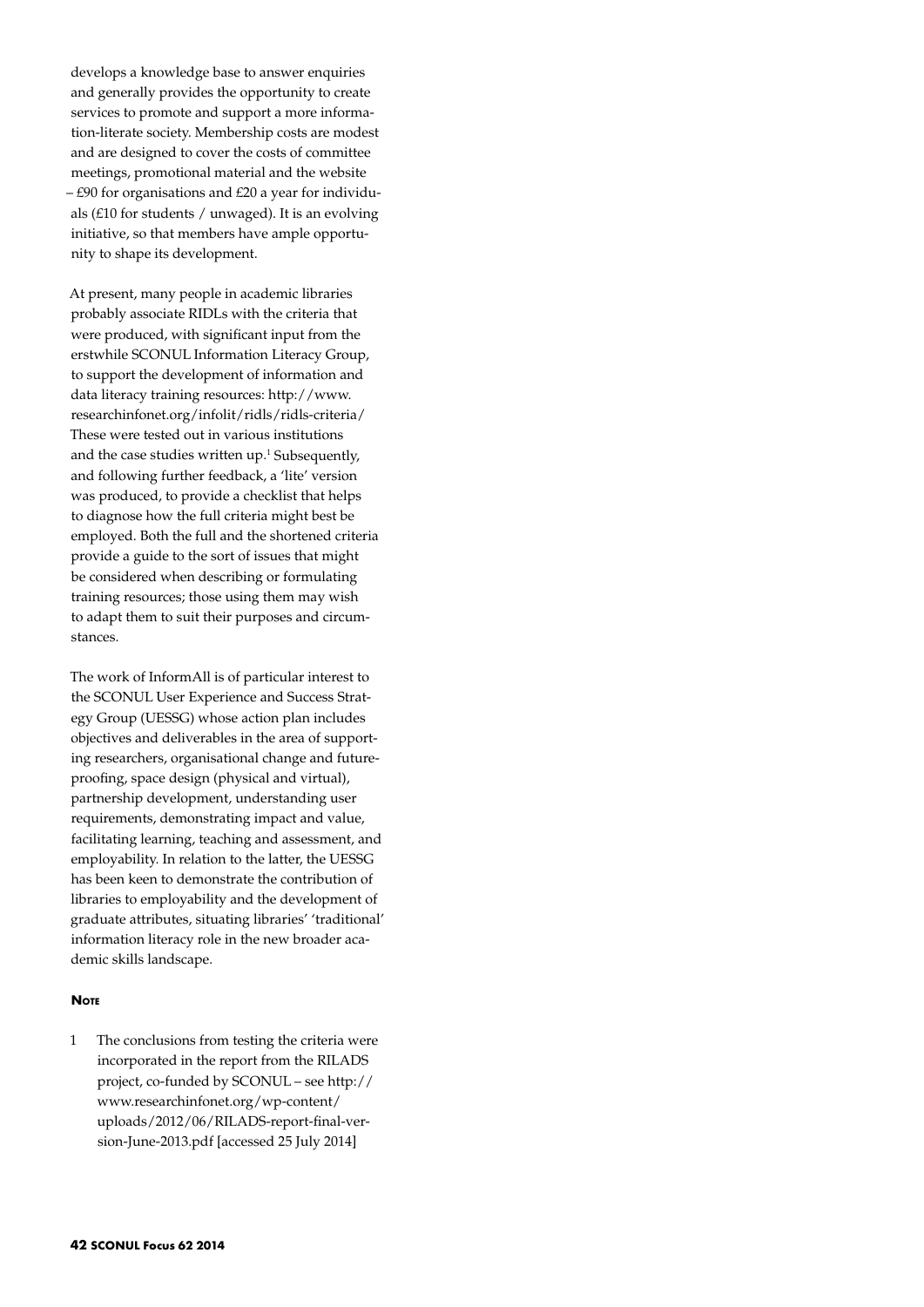develops a knowledge base to answer enquiries and generally provides the opportunity to create services to promote and support a more information-literate society. Membership costs are modest and are designed to cover the costs of committee meetings, promotional material and the website – £90 for organisations and £20 a year for individuals (£10 for students / unwaged). It is an evolving initiative, so that members have ample opportunity to shape its development.

At present, many people in academic libraries probably associate RIDLs with the criteria that were produced, with significant input from the erstwhile SCONUL Information Literacy Group, to support the development of information and data literacy training resources: http://www.researchinfonet.org/infolit/ridls/ridls-criteria/ These were tested out in various institutions and the case studies written up.[1] Subsequently, and following further feedback, a 'lite' version was produced, to provide a checklist that helps to diagnose how the full criteria might best be employed. Both the full and the shortened criteria provide a guide to the sort of issues that might be considered when describing or formulating training resources; those using them may wish to adapt them to suit their purposes and circumstances.

The work of InformAll is of particular interest to the SCONUL User Experience and Success Strategy Group (UESSG) whose action plan includes objectives and deliverables in the area of supporting researchers, organisational change and future-proofing, space design (physical and virtual), partnership development, understanding user requirements, demonstrating impact and value, facilitating learning, teaching and assessment, and employability. In relation to the latter, the UESSG has been keen to demonstrate the contribution of libraries to employability and the development of graduate attributes, situating libraries' 'traditional' information literacy role in the new broader academic skills landscape.

**Note**

1. The conclusions from testing the criteria were incorporated in the report from the RILADS project, co-funded by SCONUL – see http://www.researchinfonet.org/wp-content/uploads/2012/06/RILADS-report-final-version-June-2013.pdf [accessed 25 July 2014]